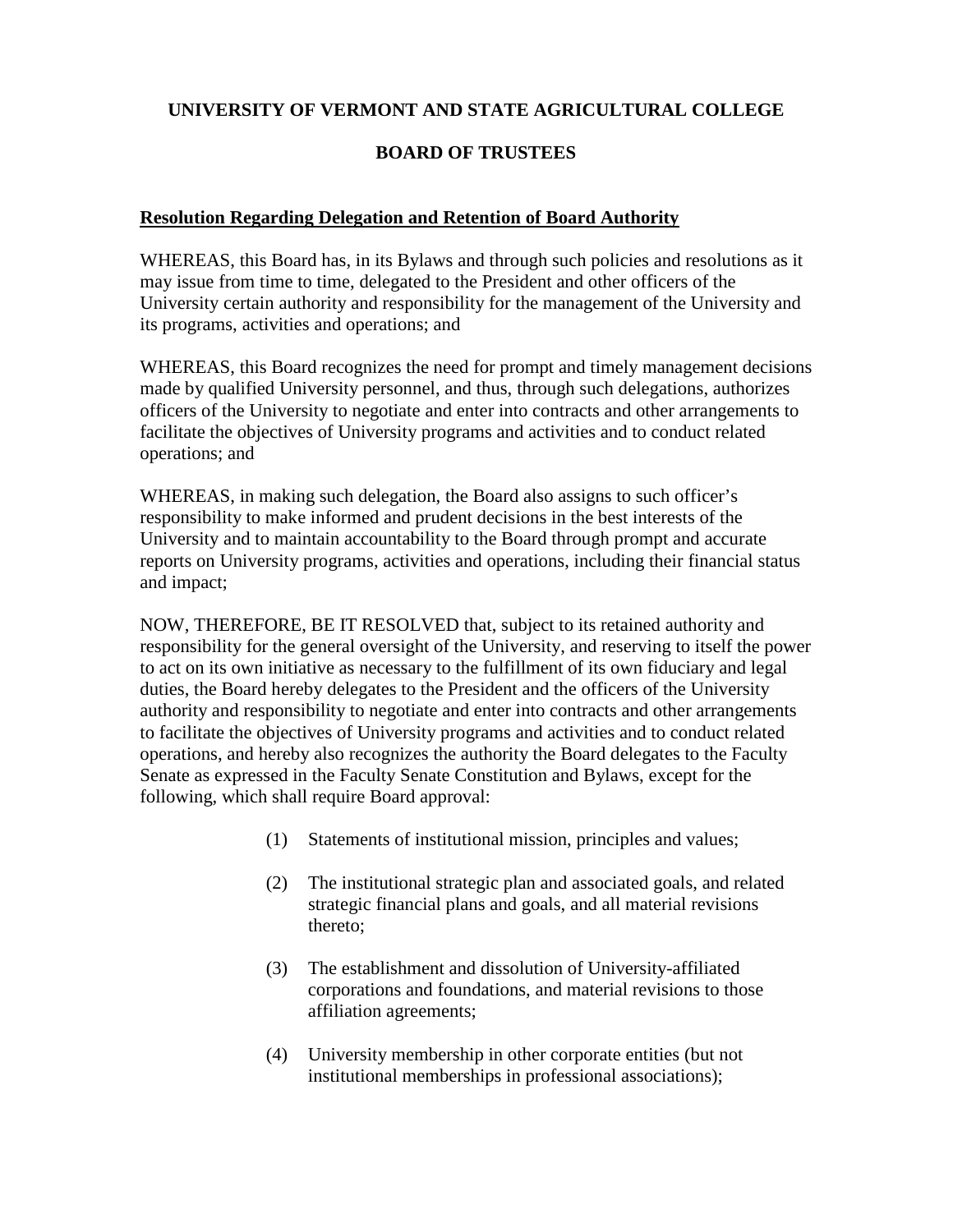# UNIVERSITY OF VERMONT AND STATE AGRICULTURAL COLLEGE

## BOARD OF TRUSTEES

**Resolution Regarding Delegation and Retention of Board Authority**

WHEREAS, this Board has, in its Bylaws and through such policies and resolutions as it may issue from time to time, delegated to the President and other officers of the University certain authority and responsibility for the management of the University and its programs, activities and operations; and

WHEREAS, this Board recognizes the need for prompt and timely management decisions made by qualified University personnel, and thus, through such delegations, authorizes officers of the University to negotiate and enter into contracts and other arrangements to facilitate the objectives of University programs and activities and to conduct related operations; and

WHEREAS, in making such delegation, the Board also assigns to such officer's responsibility to make informed and prudent decisions in the best interests of the University and to maintain accountability to the Board through prompt and accurate reports on University programs, activities and operations, including their financial status and impact;

NOW, THEREFORE, BE IT RESOLVED that, subject to its retained authority and responsibility for the general oversight of the University, and reserving to itself the power to act on its own initiative as necessary to the fulfillment of its own fiduciary and legal duties, the Board hereby delegates to the President and the officers of the University authority and responsibility to negotiate and enter into contracts and other arrangements to facilitate the objectives of University programs and activities and to conduct related operations, and hereby also recognizes the authority the Board delegates to the Faculty Senate as expressed in the Faculty Senate Constitution and Bylaws, except for the following, which shall require Board approval:

(1) Statements of institutional mission, principles and values;

(2) The institutional strategic plan and associated goals, and related strategic financial plans and goals, and all material revisions thereto;

(3) The establishment and dissolution of University-affiliated corporations and foundations, and material revisions to those affiliation agreements;

(4) University membership in other corporate entities (but not institutional memberships in professional associations);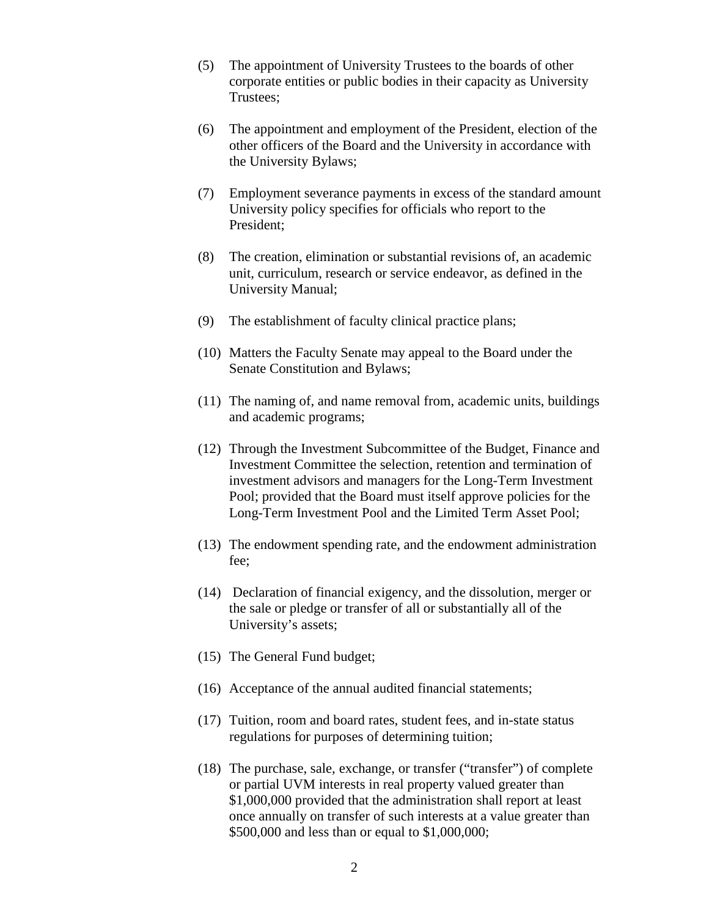(5) The appointment of University Trustees to the boards of other corporate entities or public bodies in their capacity as University Trustees;

(6) The appointment and employment of the President, election of the other officers of the Board and the University in accordance with the University Bylaws;

(7) Employment severance payments in excess of the standard amount University policy specifies for officials who report to the President;

(8) The creation, elimination or substantial revisions of, an academic unit, curriculum, research or service endeavor, as defined in the University Manual;

(9) The establishment of faculty clinical practice plans;

(10) Matters the Faculty Senate may appeal to the Board under the Senate Constitution and Bylaws;

(11) The naming of, and name removal from, academic units, buildings and academic programs;

(12) Through the Investment Subcommittee of the Budget, Finance and Investment Committee the selection, retention and termination of investment advisors and managers for the Long-Term Investment Pool; provided that the Board must itself approve policies for the Long-Term Investment Pool and the Limited Term Asset Pool;

(13) The endowment spending rate, and the endowment administration fee;

(14) Declaration of financial exigency, and the dissolution, merger or the sale or pledge or transfer of all or substantially all of the University's assets;

(15) The General Fund budget;

(16) Acceptance of the annual audited financial statements;

(17) Tuition, room and board rates, student fees, and in-state status regulations for purposes of determining tuition;

(18) The purchase, sale, exchange, or transfer ("transfer") of complete or partial UVM interests in real property valued greater than $1,000,000 provided that the administration shall report at least once annually on transfer of such interests at a value greater than $500,000 and less than or equal to $1,000,000;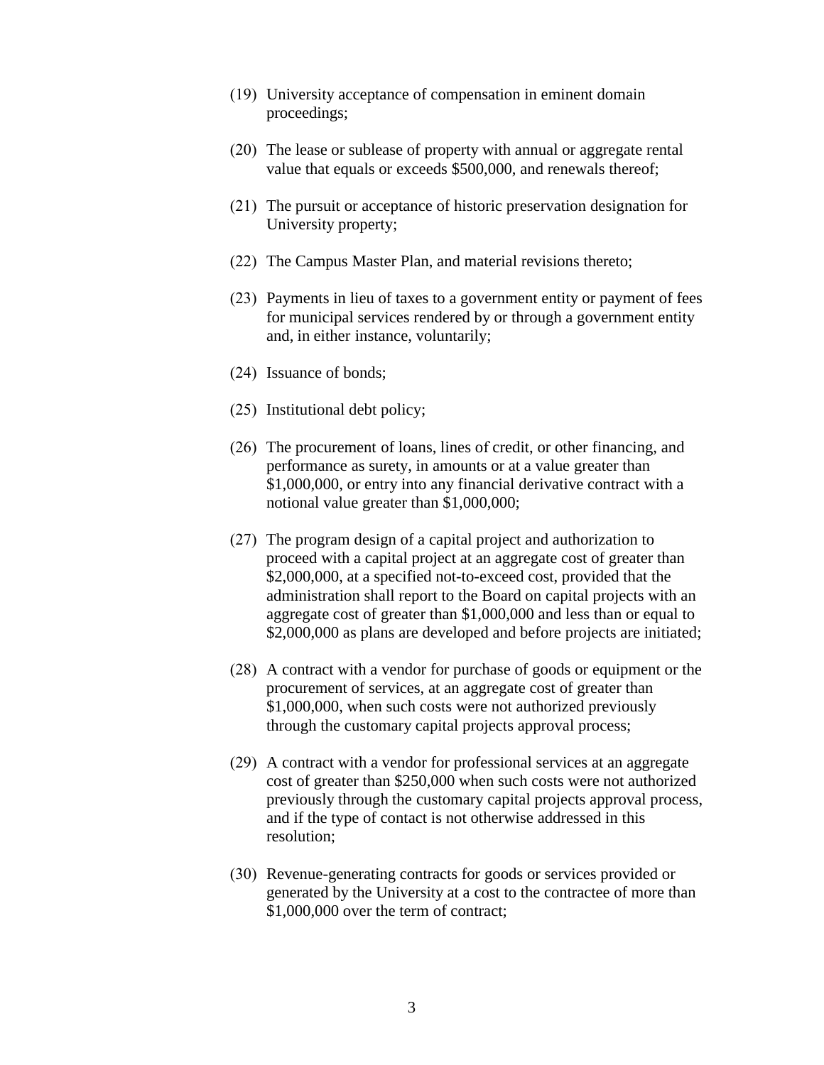(19) University acceptance of compensation in eminent domain proceedings;

(20) The lease or sublease of property with annual or aggregate rental value that equals or exceeds $500,000, and renewals thereof;

(21) The pursuit or acceptance of historic preservation designation for University property;

(22) The Campus Master Plan, and material revisions thereto;

(23) Payments in lieu of taxes to a government entity or payment of fees for municipal services rendered by or through a government entity and, in either instance, voluntarily;

(24) Issuance of bonds;

(25) Institutional debt policy;

(26) The procurement of loans, lines of credit, or other financing, and performance as surety, in amounts or at a value greater than $1,000,000, or entry into any financial derivative contract with a notional value greater than $1,000,000;

(27) The program design of a capital project and authorization to proceed with a capital project at an aggregate cost of greater than $2,000,000, at a specified not-to-exceed cost, provided that the administration shall report to the Board on capital projects with an aggregate cost of greater than $1,000,000 and less than or equal to $2,000,000 as plans are developed and before projects are initiated;

(28) A contract with a vendor for purchase of goods or equipment or the procurement of services, at an aggregate cost of greater than $1,000,000, when such costs were not authorized previously through the customary capital projects approval process;

(29) A contract with a vendor for professional services at an aggregate cost of greater than $250,000 when such costs were not authorized previously through the customary capital projects approval process, and if the type of contact is not otherwise addressed in this resolution;

(30) Revenue-generating contracts for goods or services provided or generated by the University at a cost to the contractee of more than $1,000,000 over the term of contract;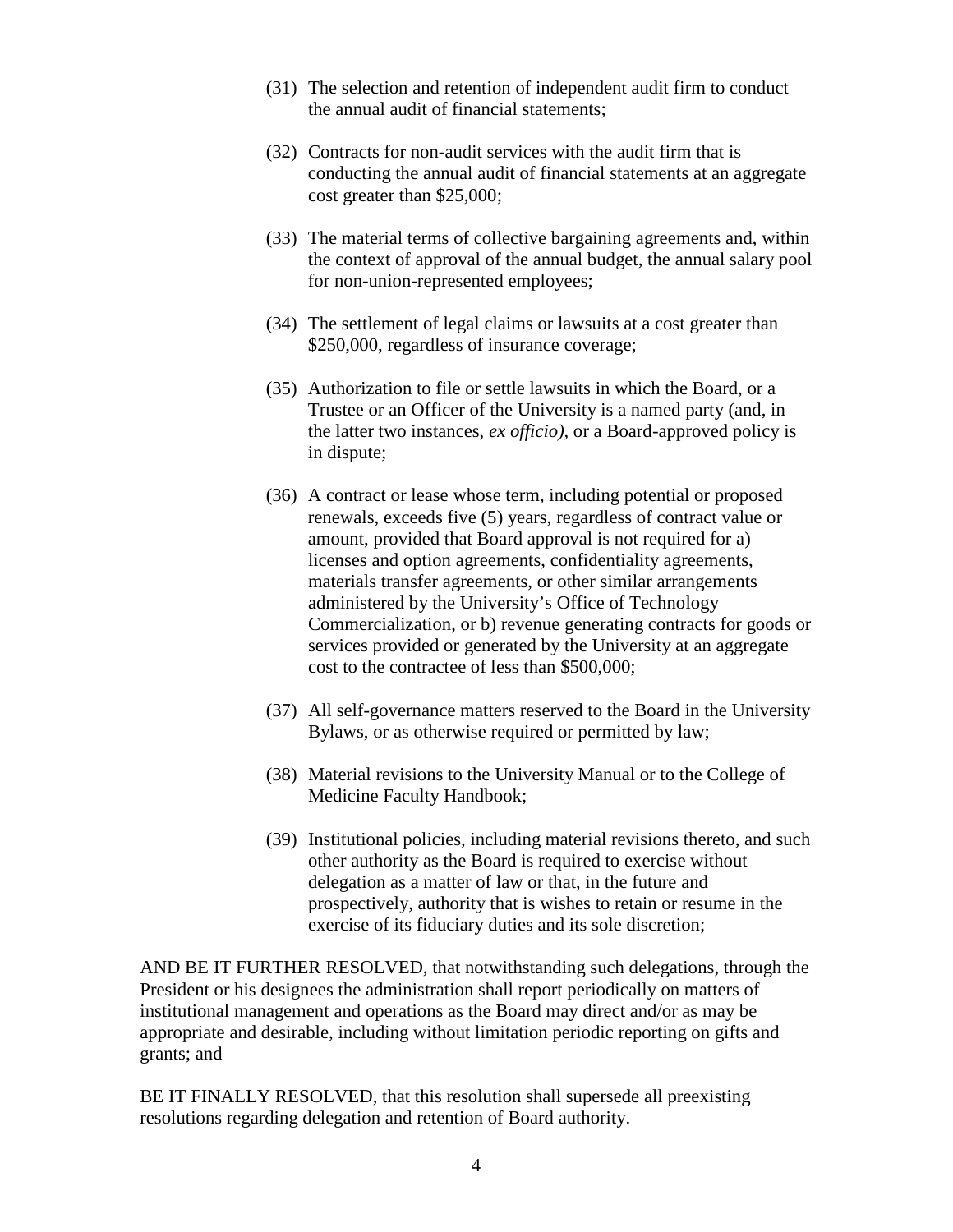(31) The selection and retention of independent audit firm to conduct the annual audit of financial statements;

(32) Contracts for non-audit services with the audit firm that is conducting the annual audit of financial statements at an aggregate cost greater than $25,000;

(33) The material terms of collective bargaining agreements and, within the context of approval of the annual budget, the annual salary pool for non-union-represented employees;

(34) The settlement of legal claims or lawsuits at a cost greater than $250,000, regardless of insurance coverage;

(35) Authorization to file or settle lawsuits in which the Board, or a Trustee or an Officer of the University is a named party (and, in the latter two instances, *ex officio),* or a Board-approved policy is in dispute;

(36) A contract or lease whose term, including potential or proposed renewals, exceeds five (5) years, regardless of contract value or amount, provided that Board approval is not required for a) licenses and option agreements, confidentiality agreements, materials transfer agreements, or other similar arrangements administered by the University's Office of Technology Commercialization, or b) revenue generating contracts for goods or services provided or generated by the University at an aggregate cost to the contractee of less than $500,000;

(37) All self-governance matters reserved to the Board in the University Bylaws, or as otherwise required or permitted by law;

(38) Material revisions to the University Manual or to the College of Medicine Faculty Handbook;

(39) Institutional policies, including material revisions thereto, and such other authority as the Board is required to exercise without delegation as a matter of law or that, in the future and prospectively, authority that is wishes to retain or resume in the exercise of its fiduciary duties and its sole discretion;

AND BE IT FURTHER RESOLVED, that notwithstanding such delegations, through the President or his designees the administration shall report periodically on matters of institutional management and operations as the Board may direct and/or as may be appropriate and desirable, including without limitation periodic reporting on gifts and grants; and

BE IT FINALLY RESOLVED, that this resolution shall supersede all preexisting resolutions regarding delegation and retention of Board authority.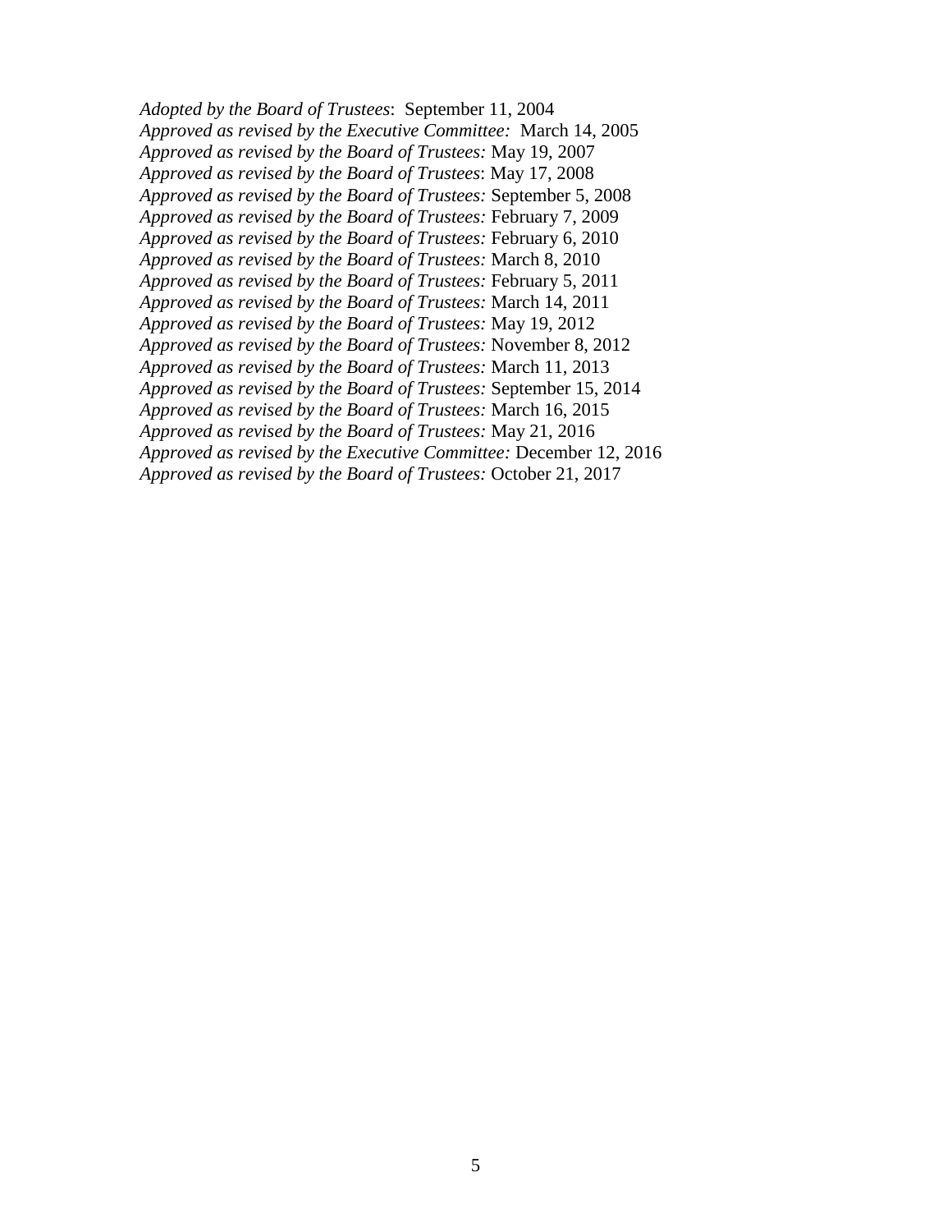*Adopted by the Board of Trustees*: September 11, 2004
*Approved as revised by the Executive Committee:* March 14, 2005
*Approved as revised by the Board of Trustees:* May 19, 2007
*Approved as revised by the Board of Trustees*: May 17, 2008
*Approved as revised by the Board of Trustees:* September 5, 2008
*Approved as revised by the Board of Trustees:* February 7, 2009
*Approved as revised by the Board of Trustees:* February 6, 2010
*Approved as revised by the Board of Trustees:* March 8, 2010
*Approved as revised by the Board of Trustees:* February 5, 2011
*Approved as revised by the Board of Trustees:* March 14, 2011
*Approved as revised by the Board of Trustees:* May 19, 2012
*Approved as revised by the Board of Trustees:* November 8, 2012
*Approved as revised by the Board of Trustees:* March 11, 2013
*Approved as revised by the Board of Trustees:* September 15, 2014
*Approved as revised by the Board of Trustees:* March 16, 2015
*Approved as revised by the Board of Trustees:* May 21, 2016
*Approved as revised by the Executive Committee:* December 12, 2016
*Approved as revised by the Board of Trustees:* October 21, 2017